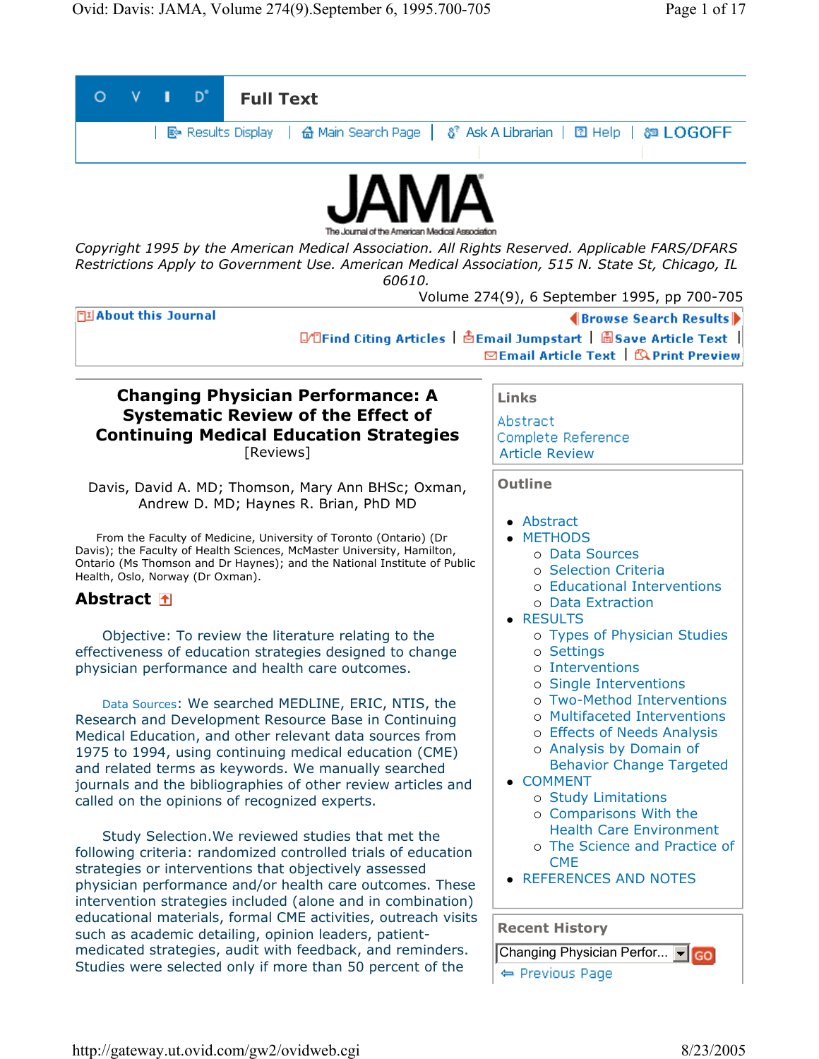Copyright 1995 by the American Medical Association. All Rights Reserved. Applicable FARS/DFARS Restrictions Apply to Government Use. American Medical Association, 515 N. State St, Chicago, IL 60610.

Volume 274(9), 6 September 1995, pp 700-705

# Changing Physician Performance: A Systematic Review of the Effect of Continuing Medical Education Strategies

[Reviews]

Davis, David A. MD; Thomson, Mary Ann BHSc; Oxman, Andrew D. MD; Haynes R. Brian, PhD MD

From the Faculty of Medicine, University of Toronto (Ontario) (Dr Davis); the Faculty of Health Sciences, McMaster University, Hamilton, Ontario (Ms Thomson and Dr Haynes); and the National Institute of Public Health, Oslo, Norway (Dr Oxman).

## Abstract

Objective: To review the literature relating to the effectiveness of education strategies designed to change physician performance and health care outcomes.

Data Sources: We searched MEDLINE, ERIC, NTIS, the Research and Development Resource Base in Continuing Medical Education, and other relevant data sources from 1975 to 1994, using continuing medical education (CME) and related terms as keywords. We manually searched journals and the bibliographies of other review articles and called on the opinions of recognized experts.

Study Selection.We reviewed studies that met the following criteria: randomized controlled trials of education strategies or interventions that objectively assessed physician performance and/or health care outcomes. These intervention strategies included (alone and in combination) educational materials, formal CME activities, outreach visits such as academic detailing, opinion leaders, patient-medicated strategies, audit with feedback, and reminders. Studies were selected only if more than 50 percent of the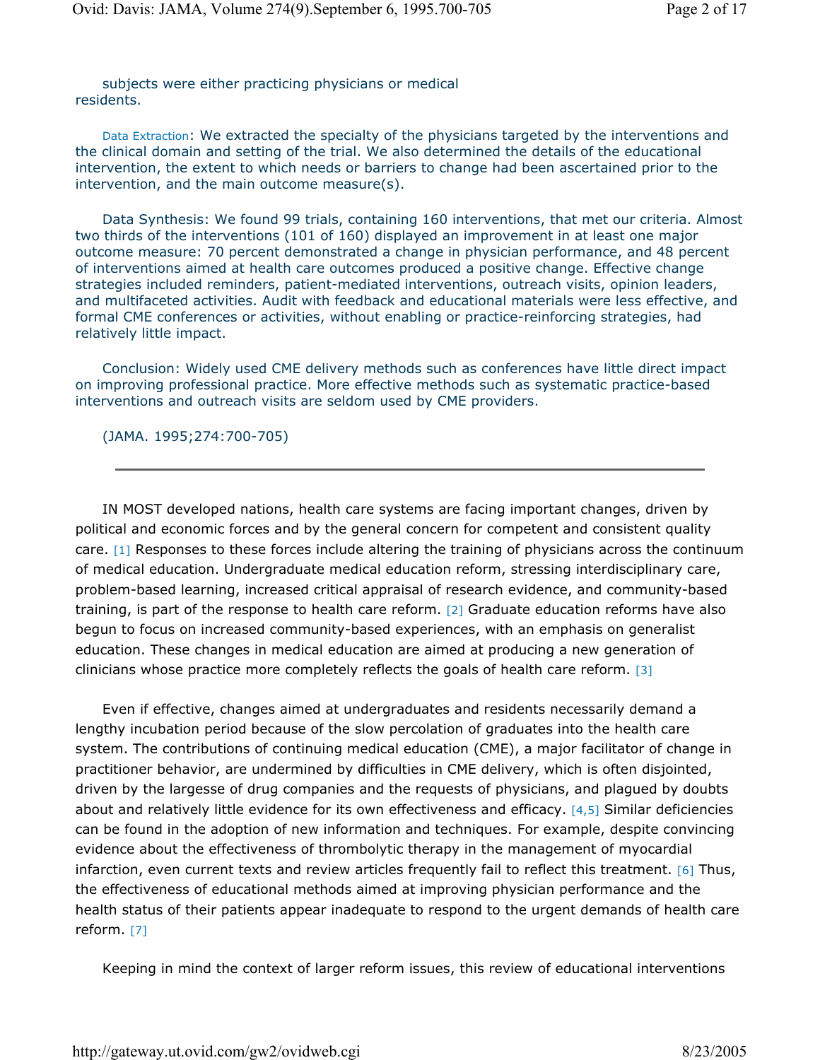subjects were either practicing physicians or medical residents.

Data Extraction: We extracted the specialty of the physicians targeted by the interventions and the clinical domain and setting of the trial. We also determined the details of the educational intervention, the extent to which needs or barriers to change had been ascertained prior to the intervention, and the main outcome measure(s).

Data Synthesis: We found 99 trials, containing 160 interventions, that met our criteria. Almost two thirds of the interventions (101 of 160) displayed an improvement in at least one major outcome measure: 70 percent demonstrated a change in physician performance, and 48 percent of interventions aimed at health care outcomes produced a positive change. Effective change strategies included reminders, patient-mediated interventions, outreach visits, opinion leaders, and multifaceted activities. Audit with feedback and educational materials were less effective, and formal CME conferences or activities, without enabling or practice-reinforcing strategies, had relatively little impact.

Conclusion: Widely used CME delivery methods such as conferences have little direct impact on improving professional practice. More effective methods such as systematic practice-based interventions and outreach visits are seldom used by CME providers.

(JAMA. 1995;274:700-705)

---

IN MOST developed nations, health care systems are facing important changes, driven by political and economic forces and by the general concern for competent and consistent quality care. [1] Responses to these forces include altering the training of physicians across the continuum of medical education. Undergraduate medical education reform, stressing interdisciplinary care, problem-based learning, increased critical appraisal of research evidence, and community-based training, is part of the response to health care reform. [2] Graduate education reforms have also begun to focus on increased community-based experiences, with an emphasis on generalist education. These changes in medical education are aimed at producing a new generation of clinicians whose practice more completely reflects the goals of health care reform. [3]

Even if effective, changes aimed at undergraduates and residents necessarily demand a lengthy incubation period because of the slow percolation of graduates into the health care system. The contributions of continuing medical education (CME), a major facilitator of change in practitioner behavior, are undermined by difficulties in CME delivery, which is often disjointed, driven by the largesse of drug companies and the requests of physicians, and plagued by doubts about and relatively little evidence for its own effectiveness and efficacy. [4,5] Similar deficiencies can be found in the adoption of new information and techniques. For example, despite convincing evidence about the effectiveness of thrombolytic therapy in the management of myocardial infarction, even current texts and review articles frequently fail to reflect this treatment. [6] Thus, the effectiveness of educational methods aimed at improving physician performance and the health status of their patients appear inadequate to respond to the urgent demands of health care reform. [7]

Keeping in mind the context of larger reform issues, this review of educational interventions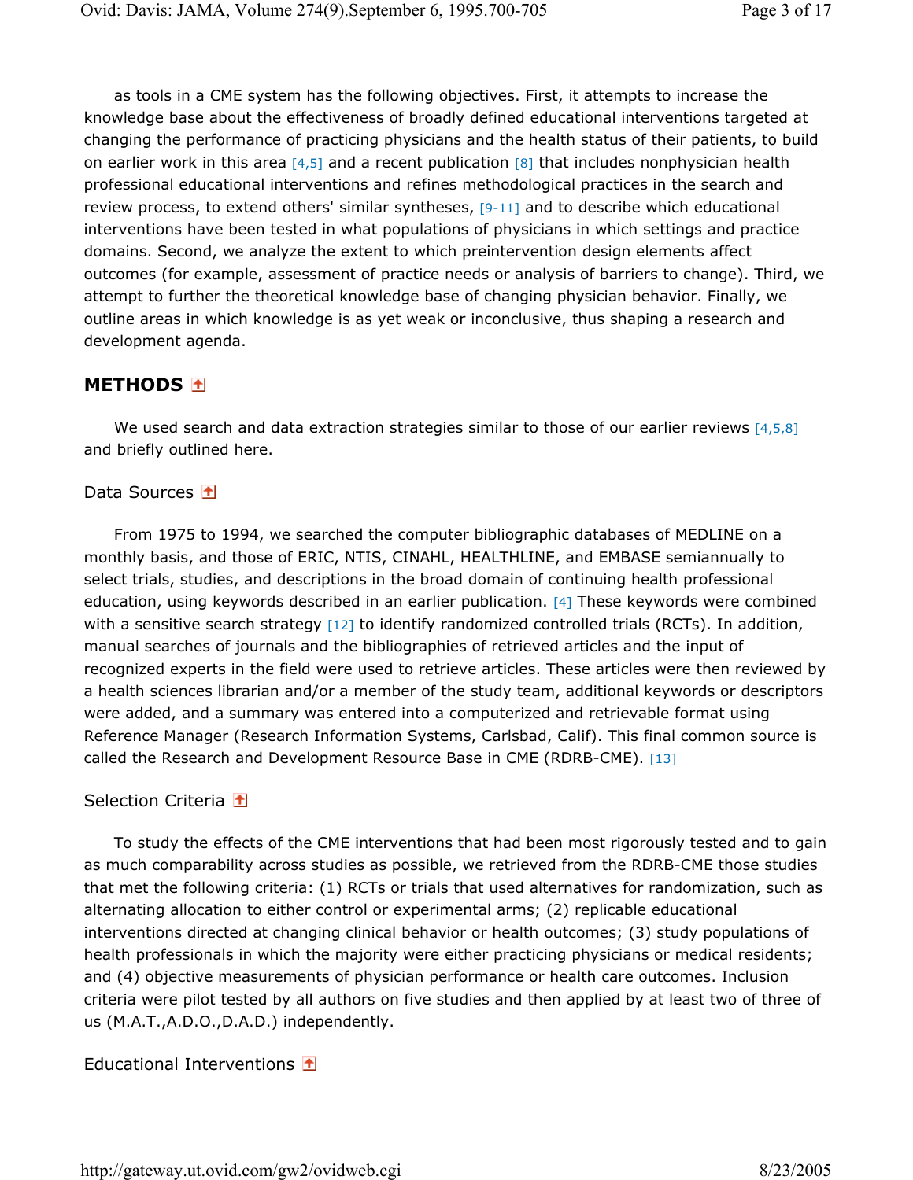as tools in a CME system has the following objectives. First, it attempts to increase the knowledge base about the effectiveness of broadly defined educational interventions targeted at changing the performance of practicing physicians and the health status of their patients, to build on earlier work in this area [4,5] and a recent publication [8] that includes nonphysician health professional educational interventions and refines methodological practices in the search and review process, to extend others' similar syntheses, [9-11] and to describe which educational interventions have been tested in what populations of physicians in which settings and practice domains. Second, we analyze the extent to which preintervention design elements affect outcomes (for example, assessment of practice needs or analysis of barriers to change). Third, we attempt to further the theoretical knowledge base of changing physician behavior. Finally, we outline areas in which knowledge is as yet weak or inconclusive, thus shaping a research and development agenda.

## METHODS

We used search and data extraction strategies similar to those of our earlier reviews [4,5,8] and briefly outlined here.

### Data Sources

From 1975 to 1994, we searched the computer bibliographic databases of MEDLINE on a monthly basis, and those of ERIC, NTIS, CINAHL, HEALTHLINE, and EMBASE semiannually to select trials, studies, and descriptions in the broad domain of continuing health professional education, using keywords described in an earlier publication. [4] These keywords were combined with a sensitive search strategy [12] to identify randomized controlled trials (RCTs). In addition, manual searches of journals and the bibliographies of retrieved articles and the input of recognized experts in the field were used to retrieve articles. These articles were then reviewed by a health sciences librarian and/or a member of the study team, additional keywords or descriptors were added, and a summary was entered into a computerized and retrievable format using Reference Manager (Research Information Systems, Carlsbad, Calif). This final common source is called the Research and Development Resource Base in CME (RDRB-CME). [13]

### Selection Criteria

To study the effects of the CME interventions that had been most rigorously tested and to gain as much comparability across studies as possible, we retrieved from the RDRB-CME those studies that met the following criteria: (1) RCTs or trials that used alternatives for randomization, such as alternating allocation to either control or experimental arms; (2) replicable educational interventions directed at changing clinical behavior or health outcomes; (3) study populations of health professionals in which the majority were either practicing physicians or medical residents; and (4) objective measurements of physician performance or health care outcomes. Inclusion criteria were pilot tested by all authors on five studies and then applied by at least two of three of us (M.A.T.,A.D.O.,D.A.D.) independently.

### Educational Interventions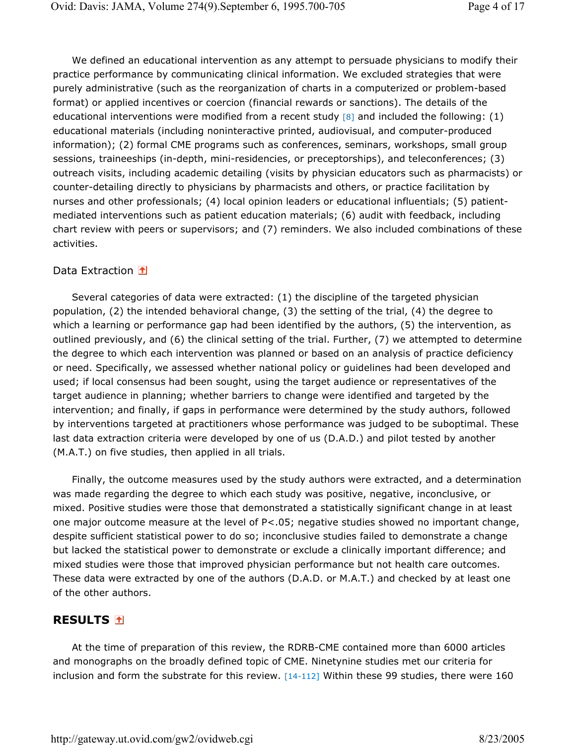We defined an educational intervention as any attempt to persuade physicians to modify their practice performance by communicating clinical information. We excluded strategies that were purely administrative (such as the reorganization of charts in a computerized or problem-based format) or applied incentives or coercion (financial rewards or sanctions). The details of the educational interventions were modified from a recent study [8] and included the following: (1) educational materials (including noninteractive printed, audiovisual, and computer-produced information); (2) formal CME programs such as conferences, seminars, workshops, small group sessions, traineeships (in-depth, mini-residencies, or preceptorships), and teleconferences; (3) outreach visits, including academic detailing (visits by physician educators such as pharmacists) or counter-detailing directly to physicians by pharmacists and others, or practice facilitation by nurses and other professionals; (4) local opinion leaders or educational influentials; (5) patient-mediated interventions such as patient education materials; (6) audit with feedback, including chart review with peers or supervisors; and (7) reminders. We also included combinations of these activities.

### Data Extraction

Several categories of data were extracted: (1) the discipline of the targeted physician population, (2) the intended behavioral change, (3) the setting of the trial, (4) the degree to which a learning or performance gap had been identified by the authors, (5) the intervention, as outlined previously, and (6) the clinical setting of the trial. Further, (7) we attempted to determine the degree to which each intervention was planned or based on an analysis of practice deficiency or need. Specifically, we assessed whether national policy or guidelines had been developed and used; if local consensus had been sought, using the target audience or representatives of the target audience in planning; whether barriers to change were identified and targeted by the intervention; and finally, if gaps in performance were determined by the study authors, followed by interventions targeted at practitioners whose performance was judged to be suboptimal. These last data extraction criteria were developed by one of us (D.A.D.) and pilot tested by another (M.A.T.) on five studies, then applied in all trials.

Finally, the outcome measures used by the study authors were extracted, and a determination was made regarding the degree to which each study was positive, negative, inconclusive, or mixed. Positive studies were those that demonstrated a statistically significant change in at least one major outcome measure at the level of $P<.05$; negative studies showed no important change, despite sufficient statistical power to do so; inconclusive studies failed to demonstrate a change but lacked the statistical power to demonstrate or exclude a clinically important difference; and mixed studies were those that improved physician performance but not health care outcomes. These data were extracted by one of the authors (D.A.D. or M.A.T.) and checked by at least one of the other authors.

## RESULTS

At the time of preparation of this review, the RDRB-CME contained more than 6000 articles and monographs on the broadly defined topic of CME. Ninetynine studies met our criteria for inclusion and form the substrate for this review. [14-112] Within these 99 studies, there were 160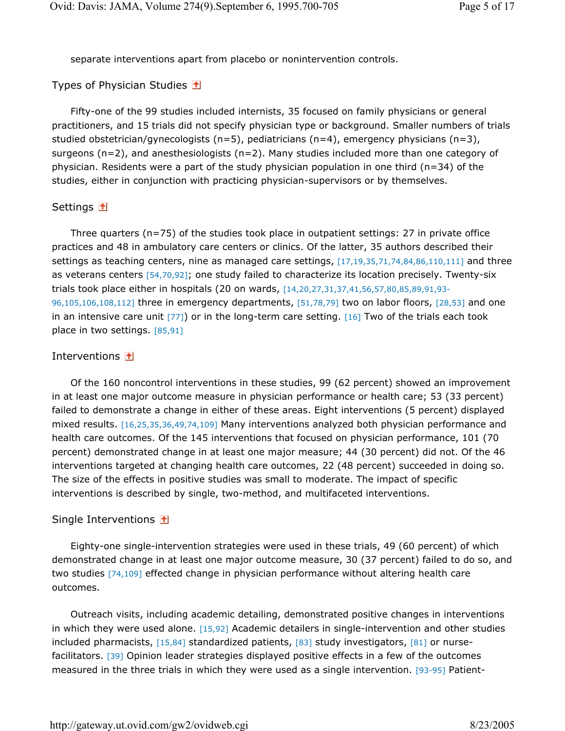separate interventions apart from placebo or nonintervention controls.

## Types of Physician Studies

Fifty-one of the 99 studies included internists, 35 focused on family physicians or general practitioners, and 15 trials did not specify physician type or background. Smaller numbers of trials studied obstetrician/gynecologists (n=5), pediatricians (n=4), emergency physicians (n=3), surgeons (n=2), and anesthesiologists (n=2). Many studies included more than one category of physician. Residents were a part of the study physician population in one third (n=34) of the studies, either in conjunction with practicing physician-supervisors or by themselves.

## Settings

Three quarters (n=75) of the studies took place in outpatient settings: 27 in private office practices and 48 in ambulatory care centers or clinics. Of the latter, 35 authors described their settings as teaching centers, nine as managed care settings, [17,19,35,71,74,84,86,110,111] and three as veterans centers [54,70,92]; one study failed to characterize its location precisely. Twenty-six trials took place either in hospitals (20 on wards, [14,20,27,31,37,41,56,57,80,85,89,91,93-96,105,106,108,112] three in emergency departments, [51,78,79] two on labor floors, [28,53] and one in an intensive care unit [77]) or in the long-term care setting. [16] Two of the trials each took place in two settings. [85,91]

## Interventions

Of the 160 noncontrol interventions in these studies, 99 (62 percent) showed an improvement in at least one major outcome measure in physician performance or health care; 53 (33 percent) failed to demonstrate a change in either of these areas. Eight interventions (5 percent) displayed mixed results. [16,25,35,36,49,74,109] Many interventions analyzed both physician performance and health care outcomes. Of the 145 interventions that focused on physician performance, 101 (70 percent) demonstrated change in at least one major measure; 44 (30 percent) did not. Of the 46 interventions targeted at changing health care outcomes, 22 (48 percent) succeeded in doing so. The size of the effects in positive studies was small to moderate. The impact of specific interventions is described by single, two-method, and multifaceted interventions.

## Single Interventions

Eighty-one single-intervention strategies were used in these trials, 49 (60 percent) of which demonstrated change in at least one major outcome measure, 30 (37 percent) failed to do so, and two studies [74,109] effected change in physician performance without altering health care outcomes.

Outreach visits, including academic detailing, demonstrated positive changes in interventions in which they were used alone. [15,92] Academic detailers in single-intervention and other studies included pharmacists, [15,84] standardized patients, [83] study investigators, [81] or nurse-facilitators. [39] Opinion leader strategies displayed positive effects in a few of the outcomes measured in the three trials in which they were used as a single intervention. [93-95] Patient-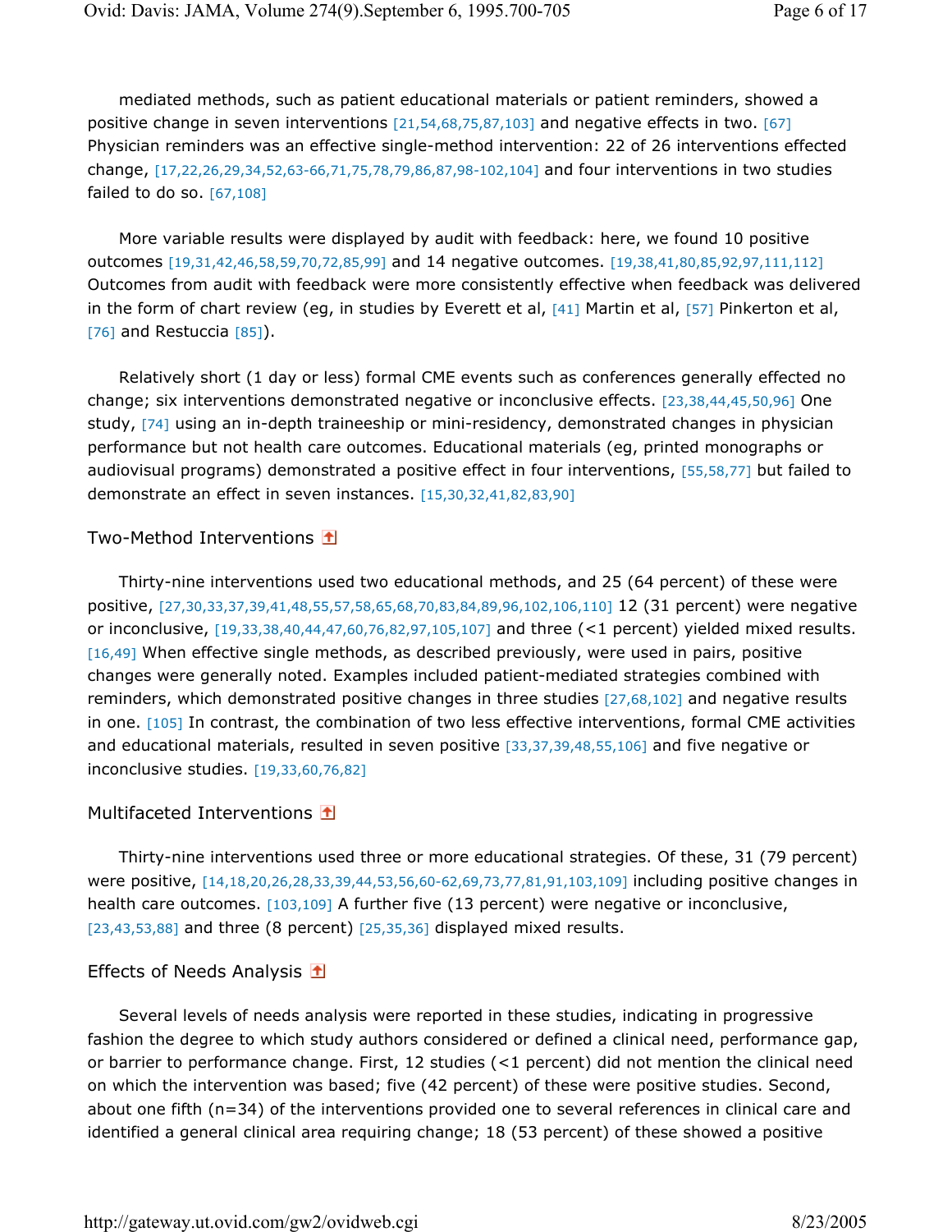mediated methods, such as patient educational materials or patient reminders, showed a positive change in seven interventions [21,54,68,75,87,103] and negative effects in two. [67] Physician reminders was an effective single-method intervention: 22 of 26 interventions effected change, [17,22,26,29,34,52,63-66,71,75,78,79,86,87,98-102,104] and four interventions in two studies failed to do so. [67,108]

More variable results were displayed by audit with feedback: here, we found 10 positive outcomes [19,31,42,46,58,59,70,72,85,99] and 14 negative outcomes. [19,38,41,80,85,92,97,111,112] Outcomes from audit with feedback were more consistently effective when feedback was delivered in the form of chart review (eg, in studies by Everett et al, [41] Martin et al, [57] Pinkerton et al, [76] and Restuccia [85]).

Relatively short (1 day or less) formal CME events such as conferences generally effected no change; six interventions demonstrated negative or inconclusive effects. [23,38,44,45,50,96] One study, [74] using an in-depth traineeship or mini-residency, demonstrated changes in physician performance but not health care outcomes. Educational materials (eg, printed monographs or audiovisual programs) demonstrated a positive effect in four interventions, [55,58,77] but failed to demonstrate an effect in seven instances. [15,30,32,41,82,83,90]

## Two-Method Interventions

Thirty-nine interventions used two educational methods, and 25 (64 percent) of these were positive, [27,30,33,37,39,41,48,55,57,58,65,68,70,83,84,89,96,102,106,110] 12 (31 percent) were negative or inconclusive, [19,33,38,40,44,47,60,76,82,97,105,107] and three (<1 percent) yielded mixed results. [16,49] When effective single methods, as described previously, were used in pairs, positive changes were generally noted. Examples included patient-mediated strategies combined with reminders, which demonstrated positive changes in three studies [27,68,102] and negative results in one. [105] In contrast, the combination of two less effective interventions, formal CME activities and educational materials, resulted in seven positive [33,37,39,48,55,106] and five negative or inconclusive studies. [19,33,60,76,82]

## Multifaceted Interventions

Thirty-nine interventions used three or more educational strategies. Of these, 31 (79 percent) were positive, [14,18,20,26,28,33,39,44,53,56,60-62,69,73,77,81,91,103,109] including positive changes in health care outcomes. [103,109] A further five (13 percent) were negative or inconclusive, [23,43,53,88] and three (8 percent) [25,35,36] displayed mixed results.

## Effects of Needs Analysis

Several levels of needs analysis were reported in these studies, indicating in progressive fashion the degree to which study authors considered or defined a clinical need, performance gap, or barrier to performance change. First, 12 studies (<1 percent) did not mention the clinical need on which the intervention was based; five (42 percent) of these were positive studies. Second, about one fifth (n=34) of the interventions provided one to several references in clinical care and identified a general clinical area requiring change; 18 (53 percent) of these showed a positive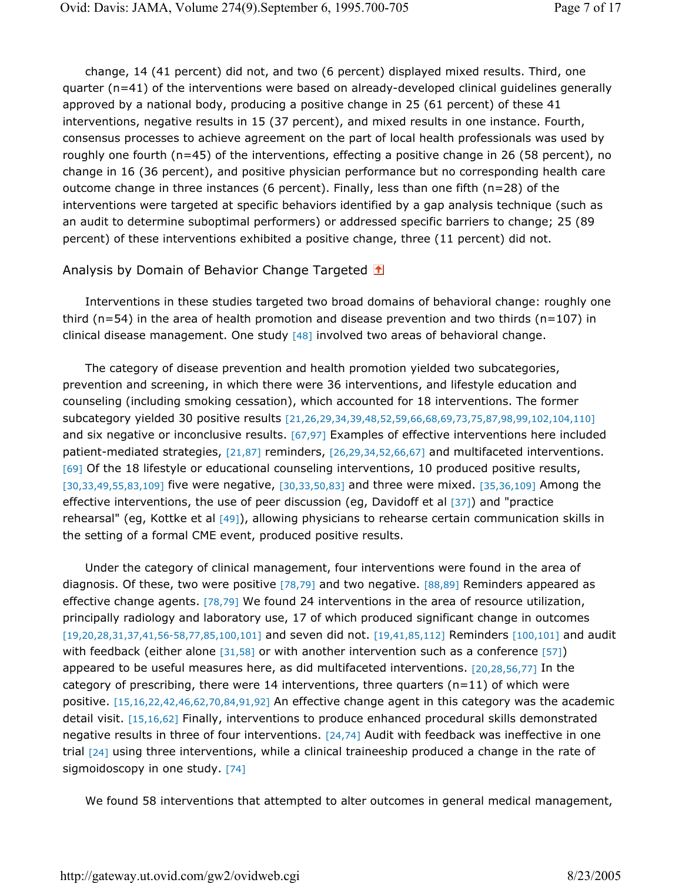change, 14 (41 percent) did not, and two (6 percent) displayed mixed results. Third, one quarter (n=41) of the interventions were based on already-developed clinical guidelines generally approved by a national body, producing a positive change in 25 (61 percent) of these 41 interventions, negative results in 15 (37 percent), and mixed results in one instance. Fourth, consensus processes to achieve agreement on the part of local health professionals was used by roughly one fourth (n=45) of the interventions, effecting a positive change in 26 (58 percent), no change in 16 (36 percent), and positive physician performance but no corresponding health care outcome change in three instances (6 percent). Finally, less than one fifth (n=28) of the interventions were targeted at specific behaviors identified by a gap analysis technique (such as an audit to determine suboptimal performers) or addressed specific barriers to change; 25 (89 percent) of these interventions exhibited a positive change, three (11 percent) did not.

## Analysis by Domain of Behavior Change Targeted

Interventions in these studies targeted two broad domains of behavioral change: roughly one third (n=54) in the area of health promotion and disease prevention and two thirds (n=107) in clinical disease management. One study [48] involved two areas of behavioral change.

The category of disease prevention and health promotion yielded two subcategories, prevention and screening, in which there were 36 interventions, and lifestyle education and counseling (including smoking cessation), which accounted for 18 interventions. The former subcategory yielded 30 positive results [21,26,29,34,39,48,52,59,66,68,69,73,75,87,98,99,102,104,110] and six negative or inconclusive results. [67,97] Examples of effective interventions here included patient-mediated strategies, [21,87] reminders, [26,29,34,52,66,67] and multifaceted interventions. [69] Of the 18 lifestyle or educational counseling interventions, 10 produced positive results, [30,33,49,55,83,109] five were negative, [30,33,50,83] and three were mixed. [35,36,109] Among the effective interventions, the use of peer discussion (eg, Davidoff et al [37]) and "practice rehearsal" (eg, Kottke et al [49]), allowing physicians to rehearse certain communication skills in the setting of a formal CME event, produced positive results.

Under the category of clinical management, four interventions were found in the area of diagnosis. Of these, two were positive [78,79] and two negative. [88,89] Reminders appeared as effective change agents. [78,79] We found 24 interventions in the area of resource utilization, principally radiology and laboratory use, 17 of which produced significant change in outcomes [19,20,28,31,37,41,56-58,77,85,100,101] and seven did not. [19,41,85,112] Reminders [100,101] and audit with feedback (either alone [31,58] or with another intervention such as a conference [57]) appeared to be useful measures here, as did multifaceted interventions. [20,28,56,77] In the category of prescribing, there were 14 interventions, three quarters (n=11) of which were positive. [15,16,22,42,46,62,70,84,91,92] An effective change agent in this category was the academic detail visit. [15,16,62] Finally, interventions to produce enhanced procedural skills demonstrated negative results in three of four interventions. [24,74] Audit with feedback was ineffective in one trial [24] using three interventions, while a clinical traineeship produced a change in the rate of sigmoidoscopy in one study. [74]

We found 58 interventions that attempted to alter outcomes in general medical management,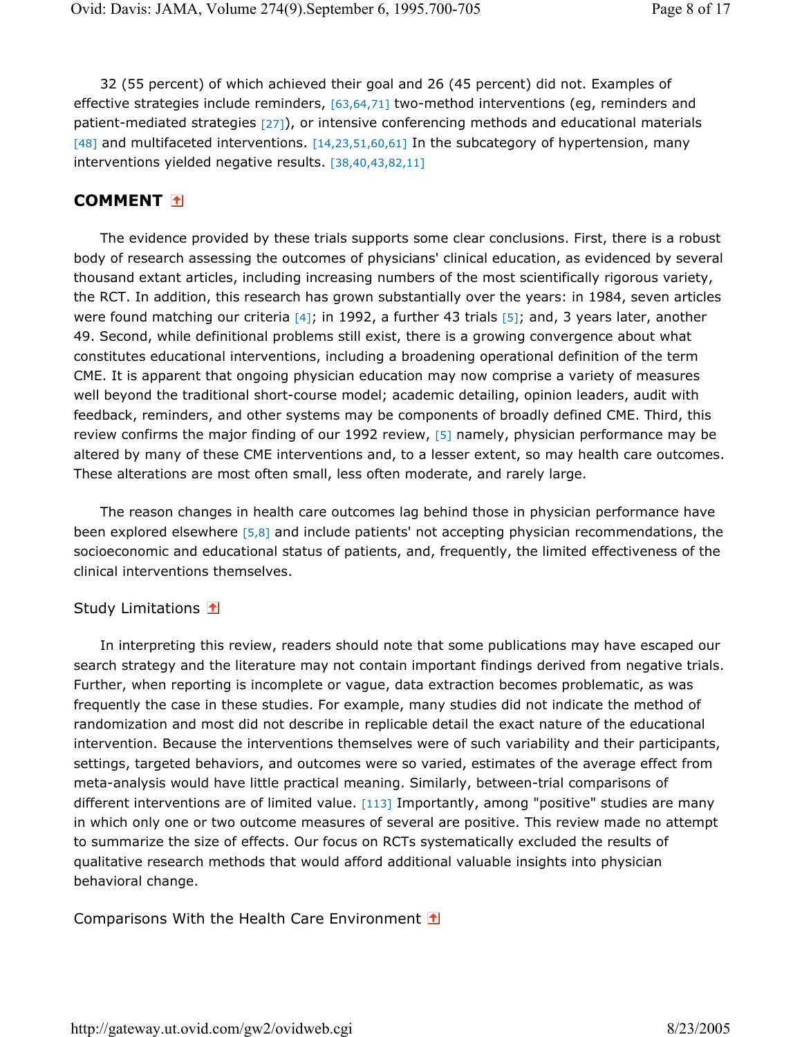32 (55 percent) of which achieved their goal and 26 (45 percent) did not. Examples of effective strategies include reminders, [63,64,71] two-method interventions (eg, reminders and patient-mediated strategies [27]), or intensive conferencing methods and educational materials [48] and multifaceted interventions. [14,23,51,60,61] In the subcategory of hypertension, many interventions yielded negative results. [38,40,43,82,11]

## COMMENT

The evidence provided by these trials supports some clear conclusions. First, there is a robust body of research assessing the outcomes of physicians' clinical education, as evidenced by several thousand extant articles, including increasing numbers of the most scientifically rigorous variety, the RCT. In addition, this research has grown substantially over the years: in 1984, seven articles were found matching our criteria [4]; in 1992, a further 43 trials [5]; and, 3 years later, another 49. Second, while definitional problems still exist, there is a growing convergence about what constitutes educational interventions, including a broadening operational definition of the term CME. It is apparent that ongoing physician education may now comprise a variety of measures well beyond the traditional short-course model; academic detailing, opinion leaders, audit with feedback, reminders, and other systems may be components of broadly defined CME. Third, this review confirms the major finding of our 1992 review, [5] namely, physician performance may be altered by many of these CME interventions and, to a lesser extent, so may health care outcomes. These alterations are most often small, less often moderate, and rarely large.

The reason changes in health care outcomes lag behind those in physician performance have been explored elsewhere [5,8] and include patients' not accepting physician recommendations, the socioeconomic and educational status of patients, and, frequently, the limited effectiveness of the clinical interventions themselves.

### Study Limitations

In interpreting this review, readers should note that some publications may have escaped our search strategy and the literature may not contain important findings derived from negative trials. Further, when reporting is incomplete or vague, data extraction becomes problematic, as was frequently the case in these studies. For example, many studies did not indicate the method of randomization and most did not describe in replicable detail the exact nature of the educational intervention. Because the interventions themselves were of such variability and their participants, settings, targeted behaviors, and outcomes were so varied, estimates of the average effect from meta-analysis would have little practical meaning. Similarly, between-trial comparisons of different interventions are of limited value. [113] Importantly, among "positive" studies are many in which only one or two outcome measures of several are positive. This review made no attempt to summarize the size of effects. Our focus on RCTs systematically excluded the results of qualitative research methods that would afford additional valuable insights into physician behavioral change.

### Comparisons With the Health Care Environment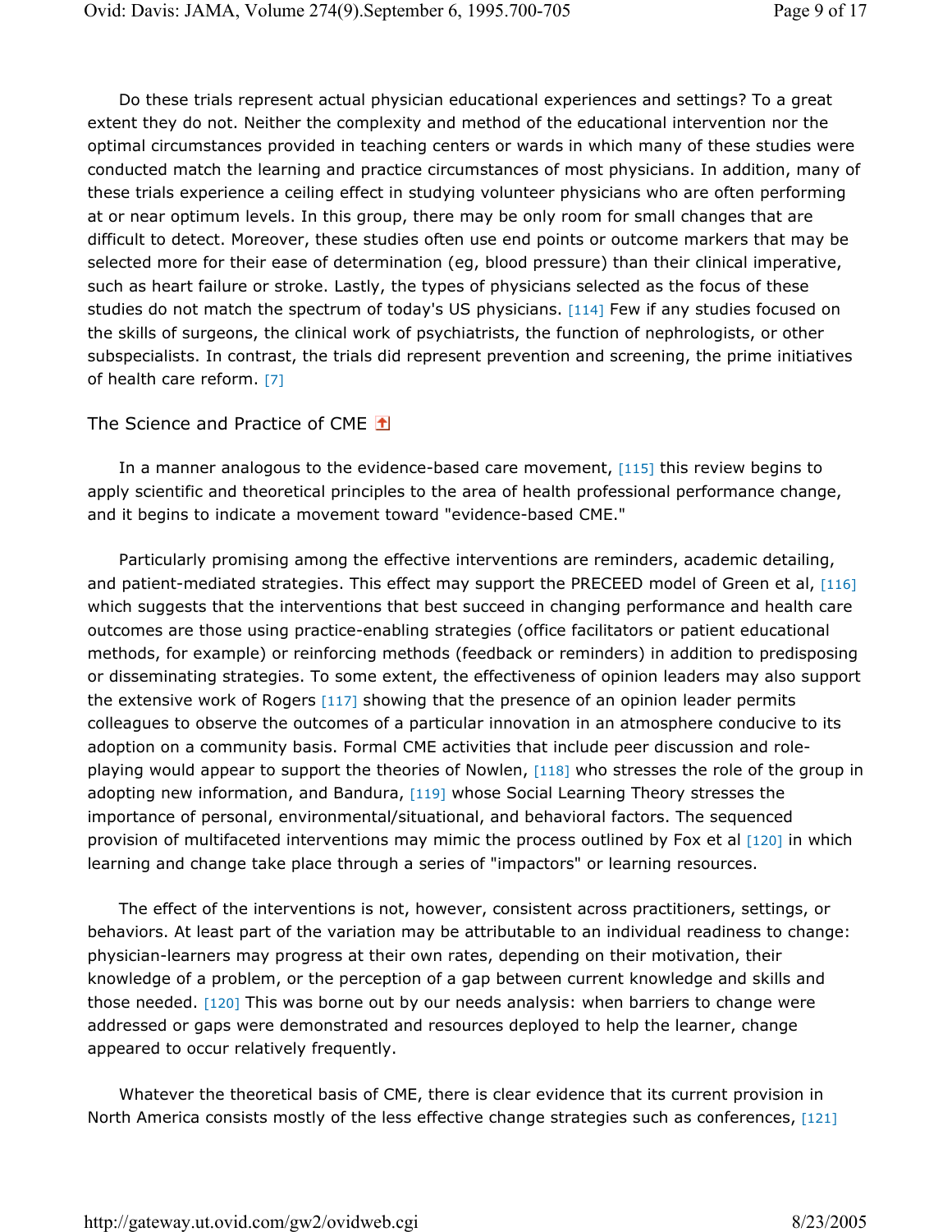Do these trials represent actual physician educational experiences and settings? To a great extent they do not. Neither the complexity and method of the educational intervention nor the optimal circumstances provided in teaching centers or wards in which many of these studies were conducted match the learning and practice circumstances of most physicians. In addition, many of these trials experience a ceiling effect in studying volunteer physicians who are often performing at or near optimum levels. In this group, there may be only room for small changes that are difficult to detect. Moreover, these studies often use end points or outcome markers that may be selected more for their ease of determination (eg, blood pressure) than their clinical imperative, such as heart failure or stroke. Lastly, the types of physicians selected as the focus of these studies do not match the spectrum of today's US physicians. [114] Few if any studies focused on the skills of surgeons, the clinical work of psychiatrists, the function of nephrologists, or other subspecialists. In contrast, the trials did represent prevention and screening, the prime initiatives of health care reform. [7]

## The Science and Practice of CME

In a manner analogous to the evidence-based care movement, [115] this review begins to apply scientific and theoretical principles to the area of health professional performance change, and it begins to indicate a movement toward "evidence-based CME."

Particularly promising among the effective interventions are reminders, academic detailing, and patient-mediated strategies. This effect may support the PRECEED model of Green et al, [116] which suggests that the interventions that best succeed in changing performance and health care outcomes are those using practice-enabling strategies (office facilitators or patient educational methods, for example) or reinforcing methods (feedback or reminders) in addition to predisposing or disseminating strategies. To some extent, the effectiveness of opinion leaders may also support the extensive work of Rogers [117] showing that the presence of an opinion leader permits colleagues to observe the outcomes of a particular innovation in an atmosphere conducive to its adoption on a community basis. Formal CME activities that include peer discussion and role-playing would appear to support the theories of Nowlen, [118] who stresses the role of the group in adopting new information, and Bandura, [119] whose Social Learning Theory stresses the importance of personal, environmental/situational, and behavioral factors. The sequenced provision of multifaceted interventions may mimic the process outlined by Fox et al [120] in which learning and change take place through a series of "impactors" or learning resources.

The effect of the interventions is not, however, consistent across practitioners, settings, or behaviors. At least part of the variation may be attributable to an individual readiness to change: physician-learners may progress at their own rates, depending on their motivation, their knowledge of a problem, or the perception of a gap between current knowledge and skills and those needed. [120] This was borne out by our needs analysis: when barriers to change were addressed or gaps were demonstrated and resources deployed to help the learner, change appeared to occur relatively frequently.

Whatever the theoretical basis of CME, there is clear evidence that its current provision in North America consists mostly of the less effective change strategies such as conferences, [121]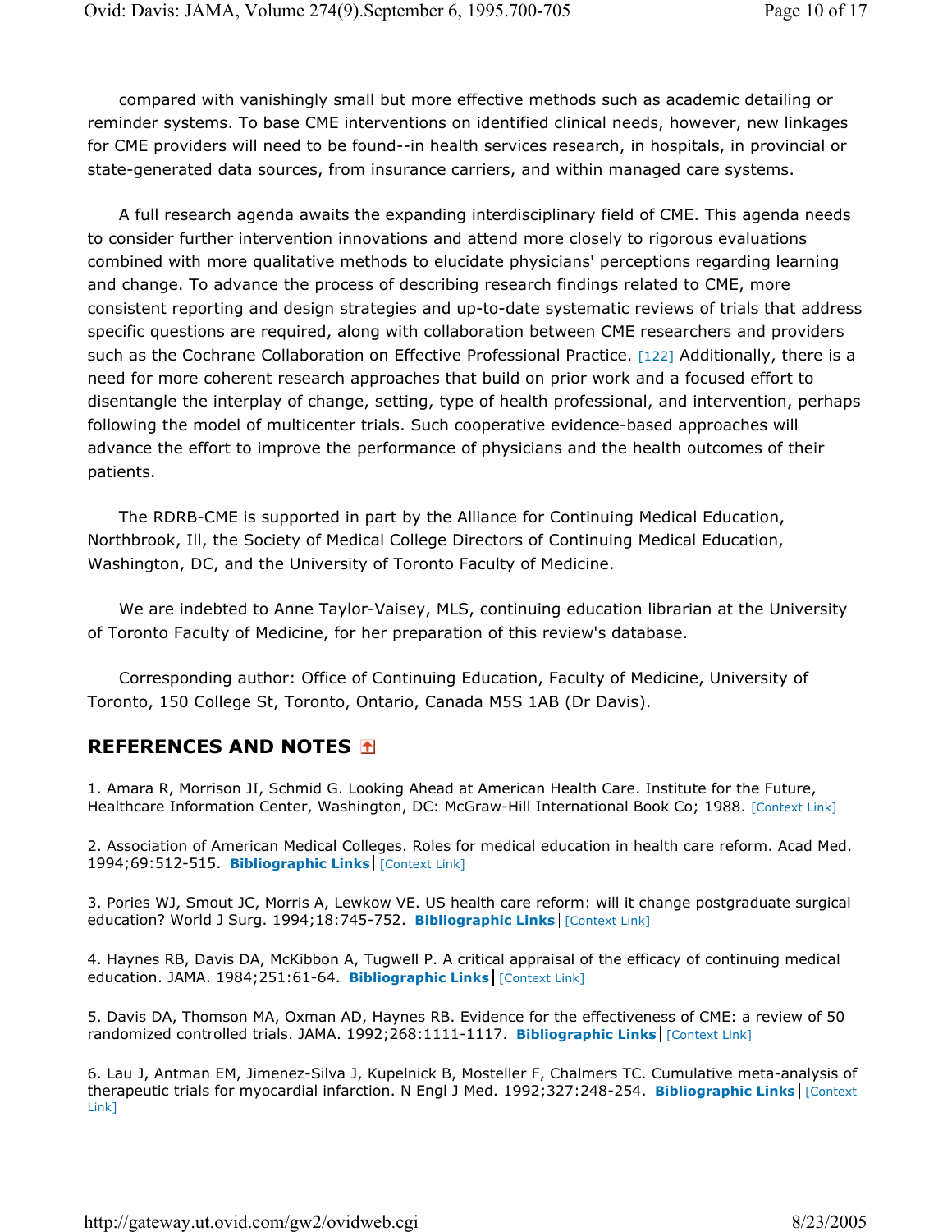compared with vanishingly small but more effective methods such as academic detailing or reminder systems. To base CME interventions on identified clinical needs, however, new linkages for CME providers will need to be found--in health services research, in hospitals, in provincial or state-generated data sources, from insurance carriers, and within managed care systems.

A full research agenda awaits the expanding interdisciplinary field of CME. This agenda needs to consider further intervention innovations and attend more closely to rigorous evaluations combined with more qualitative methods to elucidate physicians' perceptions regarding learning and change. To advance the process of describing research findings related to CME, more consistent reporting and design strategies and up-to-date systematic reviews of trials that address specific questions are required, along with collaboration between CME researchers and providers such as the Cochrane Collaboration on Effective Professional Practice. [122] Additionally, there is a need for more coherent research approaches that build on prior work and a focused effort to disentangle the interplay of change, setting, type of health professional, and intervention, perhaps following the model of multicenter trials. Such cooperative evidence-based approaches will advance the effort to improve the performance of physicians and the health outcomes of their patients.

The RDRB-CME is supported in part by the Alliance for Continuing Medical Education, Northbrook, Ill, the Society of Medical College Directors of Continuing Medical Education, Washington, DC, and the University of Toronto Faculty of Medicine.

We are indebted to Anne Taylor-Vaisey, MLS, continuing education librarian at the University of Toronto Faculty of Medicine, for her preparation of this review's database.

Corresponding author: Office of Continuing Education, Faculty of Medicine, University of Toronto, 150 College St, Toronto, Ontario, Canada M5S 1AB (Dr Davis).

## REFERENCES AND NOTES

1. Amara R, Morrison JI, Schmid G. Looking Ahead at American Health Care. Institute for the Future, Healthcare Information Center, Washington, DC: McGraw-Hill International Book Co; 1988. [Context Link]

2. Association of American Medical Colleges. Roles for medical education in health care reform. Acad Med. 1994;69:512-515. **Bibliographic Links** | [Context Link]

3. Pories WJ, Smout JC, Morris A, Lewkow VE. US health care reform: will it change postgraduate surgical education? World J Surg. 1994;18:745-752. **Bibliographic Links** | [Context Link]

4. Haynes RB, Davis DA, McKibbon A, Tugwell P. A critical appraisal of the efficacy of continuing medical education. JAMA. 1984;251:61-64. **Bibliographic Links** | [Context Link]

5. Davis DA, Thomson MA, Oxman AD, Haynes RB. Evidence for the effectiveness of CME: a review of 50 randomized controlled trials. JAMA. 1992;268:1111-1117. **Bibliographic Links** | [Context Link]

6. Lau J, Antman EM, Jimenez-Silva J, Kupelnick B, Mosteller F, Chalmers TC. Cumulative meta-analysis of therapeutic trials for myocardial infarction. N Engl J Med. 1992;327:248-254. **Bibliographic Links** | [Context Link]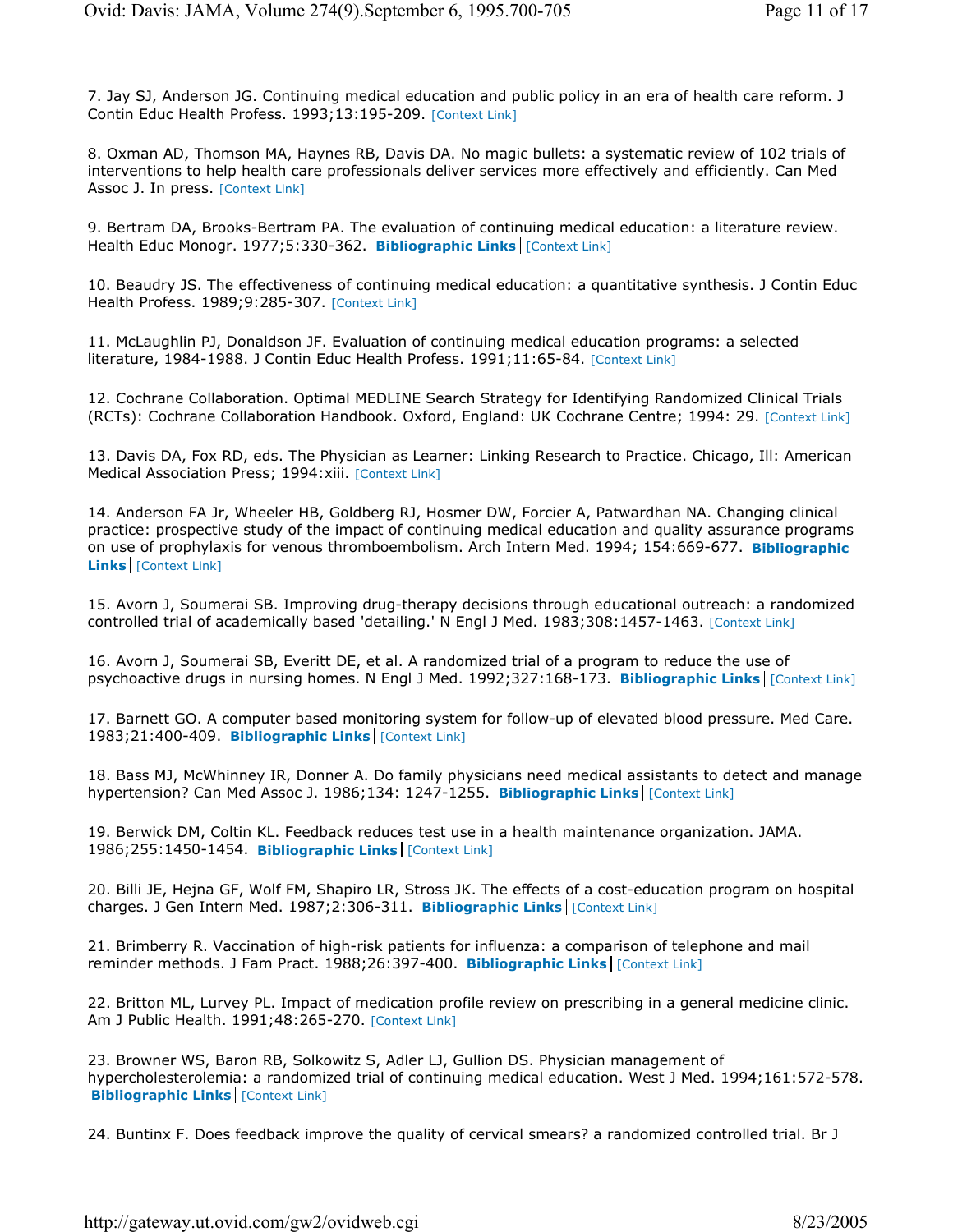7. Jay SJ, Anderson JG. Continuing medical education and public policy in an era of health care reform. J Contin Educ Health Profess. 1993;13:195-209. [Context Link]

8. Oxman AD, Thomson MA, Haynes RB, Davis DA. No magic bullets: a systematic review of 102 trials of interventions to help health care professionals deliver services more effectively and efficiently. Can Med Assoc J. In press. [Context Link]

9. Bertram DA, Brooks-Bertram PA. The evaluation of continuing medical education: a literature review. Health Educ Monogr. 1977;5:330-362. **Bibliographic Links** | [Context Link]

10. Beaudry JS. The effectiveness of continuing medical education: a quantitative synthesis. J Contin Educ Health Profess. 1989;9:285-307. [Context Link]

11. McLaughlin PJ, Donaldson JF. Evaluation of continuing medical education programs: a selected literature, 1984-1988. J Contin Educ Health Profess. 1991;11:65-84. [Context Link]

12. Cochrane Collaboration. Optimal MEDLINE Search Strategy for Identifying Randomized Clinical Trials (RCTs): Cochrane Collaboration Handbook. Oxford, England: UK Cochrane Centre; 1994: 29. [Context Link]

13. Davis DA, Fox RD, eds. The Physician as Learner: Linking Research to Practice. Chicago, Ill: American Medical Association Press; 1994:xiii. [Context Link]

14. Anderson FA Jr, Wheeler HB, Goldberg RJ, Hosmer DW, Forcier A, Patwardhan NA. Changing clinical practice: prospective study of the impact of continuing medical education and quality assurance programs on use of prophylaxis for venous thromboembolism. Arch Intern Med. 1994; 154:669-677. **Bibliographic Links** | [Context Link]

15. Avorn J, Soumerai SB. Improving drug-therapy decisions through educational outreach: a randomized controlled trial of academically based 'detailing.' N Engl J Med. 1983;308:1457-1463. [Context Link]

16. Avorn J, Soumerai SB, Everitt DE, et al. A randomized trial of a program to reduce the use of psychoactive drugs in nursing homes. N Engl J Med. 1992;327:168-173. **Bibliographic Links** | [Context Link]

17. Barnett GO. A computer based monitoring system for follow-up of elevated blood pressure. Med Care. 1983;21:400-409. **Bibliographic Links** | [Context Link]

18. Bass MJ, McWhinney IR, Donner A. Do family physicians need medical assistants to detect and manage hypertension? Can Med Assoc J. 1986;134: 1247-1255. **Bibliographic Links** | [Context Link]

19. Berwick DM, Coltin KL. Feedback reduces test use in a health maintenance organization. JAMA. 1986;255:1450-1454. **Bibliographic Links** | [Context Link]

20. Billi JE, Hejna GF, Wolf FM, Shapiro LR, Stross JK. The effects of a cost-education program on hospital charges. J Gen Intern Med. 1987;2:306-311. **Bibliographic Links** | [Context Link]

21. Brimberry R. Vaccination of high-risk patients for influenza: a comparison of telephone and mail reminder methods. J Fam Pract. 1988;26:397-400. **Bibliographic Links** | [Context Link]

22. Britton ML, Lurvey PL. Impact of medication profile review on prescribing in a general medicine clinic. Am J Public Health. 1991;48:265-270. [Context Link]

23. Browner WS, Baron RB, Solkowitz S, Adler LJ, Gullion DS. Physician management of hypercholesterolemia: a randomized trial of continuing medical education. West J Med. 1994;161:572-578. **Bibliographic Links** | [Context Link]

24. Buntinx F. Does feedback improve the quality of cervical smears? a randomized controlled trial. Br J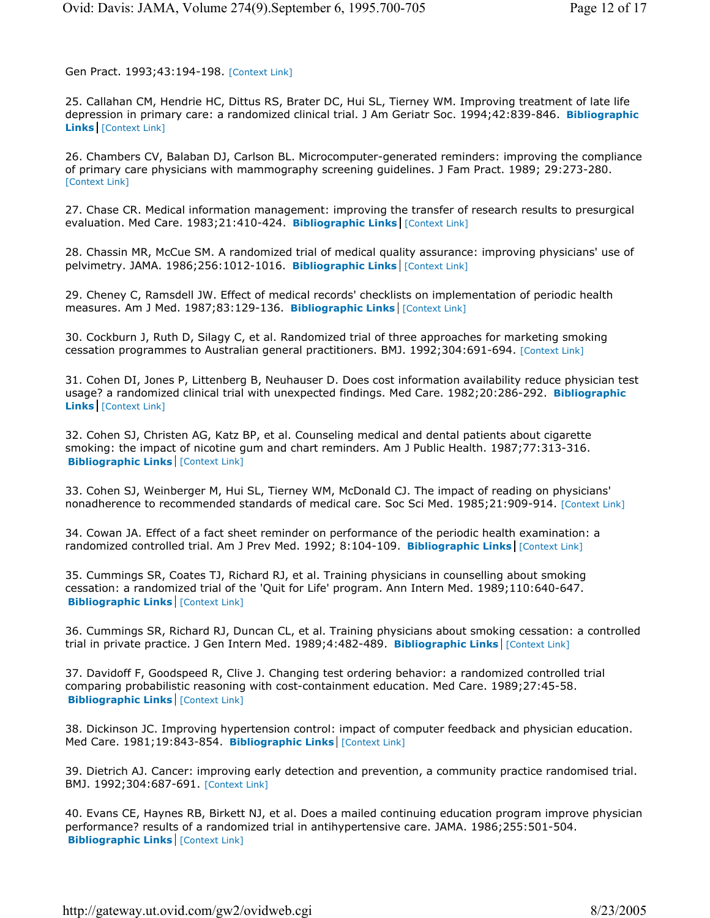Gen Pract. 1993;43:194-198. [Context Link]

25. Callahan CM, Hendrie HC, Dittus RS, Brater DC, Hui SL, Tierney WM. Improving treatment of late life depression in primary care: a randomized clinical trial. J Am Geriatr Soc. 1994;42:839-846. **Bibliographic Links** | [Context Link]

26. Chambers CV, Balaban DJ, Carlson BL. Microcomputer-generated reminders: improving the compliance of primary care physicians with mammography screening guidelines. J Fam Pract. 1989; 29:273-280. [Context Link]

27. Chase CR. Medical information management: improving the transfer of research results to presurgical evaluation. Med Care. 1983;21:410-424. **Bibliographic Links** | [Context Link]

28. Chassin MR, McCue SM. A randomized trial of medical quality assurance: improving physicians' use of pelvimetry. JAMA. 1986;256:1012-1016. **Bibliographic Links** | [Context Link]

29. Cheney C, Ramsdell JW. Effect of medical records' checklists on implementation of periodic health measures. Am J Med. 1987;83:129-136. **Bibliographic Links** | [Context Link]

30. Cockburn J, Ruth D, Silagy C, et al. Randomized trial of three approaches for marketing smoking cessation programmes to Australian general practitioners. BMJ. 1992;304:691-694. [Context Link]

31. Cohen DI, Jones P, Littenberg B, Neuhauser D. Does cost information availability reduce physician test usage? a randomized clinical trial with unexpected findings. Med Care. 1982;20:286-292. **Bibliographic Links** | [Context Link]

32. Cohen SJ, Christen AG, Katz BP, et al. Counseling medical and dental patients about cigarette smoking: the impact of nicotine gum and chart reminders. Am J Public Health. 1987;77:313-316. **Bibliographic Links** | [Context Link]

33. Cohen SJ, Weinberger M, Hui SL, Tierney WM, McDonald CJ. The impact of reading on physicians' nonadherence to recommended standards of medical care. Soc Sci Med. 1985;21:909-914. [Context Link]

34. Cowan JA. Effect of a fact sheet reminder on performance of the periodic health examination: a randomized controlled trial. Am J Prev Med. 1992; 8:104-109. **Bibliographic Links** | [Context Link]

35. Cummings SR, Coates TJ, Richard RJ, et al. Training physicians in counselling about smoking cessation: a randomized trial of the 'Quit for Life' program. Ann Intern Med. 1989;110:640-647. **Bibliographic Links** | [Context Link]

36. Cummings SR, Richard RJ, Duncan CL, et al. Training physicians about smoking cessation: a controlled trial in private practice. J Gen Intern Med. 1989;4:482-489. **Bibliographic Links** | [Context Link]

37. Davidoff F, Goodspeed R, Clive J. Changing test ordering behavior: a randomized controlled trial comparing probabilistic reasoning with cost-containment education. Med Care. 1989;27:45-58. **Bibliographic Links** | [Context Link]

38. Dickinson JC. Improving hypertension control: impact of computer feedback and physician education. Med Care. 1981;19:843-854. **Bibliographic Links** | [Context Link]

39. Dietrich AJ. Cancer: improving early detection and prevention, a community practice randomised trial. BMJ. 1992;304:687-691. [Context Link]

40. Evans CE, Haynes RB, Birkett NJ, et al. Does a mailed continuing education program improve physician performance? results of a randomized trial in antihypertensive care. JAMA. 1986;255:501-504. **Bibliographic Links** | [Context Link]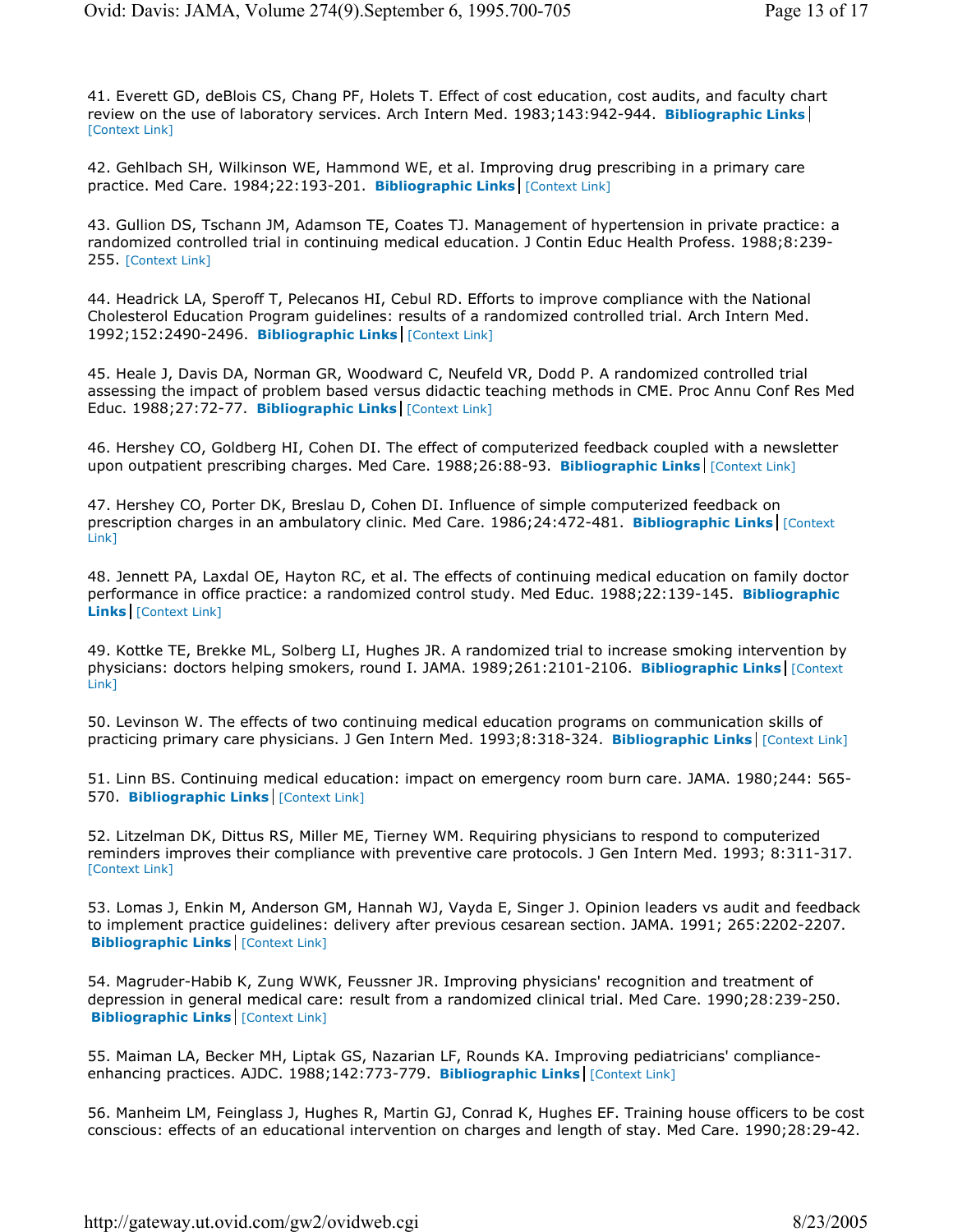41. Everett GD, deBlois CS, Chang PF, Holets T. Effect of cost education, cost audits, and faculty chart review on the use of laboratory services. Arch Intern Med. 1983;143:942-944. **Bibliographic Links** | [Context Link]

42. Gehlbach SH, Wilkinson WE, Hammond WE, et al. Improving drug prescribing in a primary care practice. Med Care. 1984;22:193-201. **Bibliographic Links** | [Context Link]

43. Gullion DS, Tschann JM, Adamson TE, Coates TJ. Management of hypertension in private practice: a randomized controlled trial in continuing medical education. J Contin Educ Health Profess. 1988;8:239-255. [Context Link]

44. Headrick LA, Speroff T, Pelecanos HI, Cebul RD. Efforts to improve compliance with the National Cholesterol Education Program guidelines: results of a randomized controlled trial. Arch Intern Med. 1992;152:2490-2496. **Bibliographic Links** | [Context Link]

45. Heale J, Davis DA, Norman GR, Woodward C, Neufeld VR, Dodd P. A randomized controlled trial assessing the impact of problem based versus didactic teaching methods in CME. Proc Annu Conf Res Med Educ. 1988;27:72-77. **Bibliographic Links** | [Context Link]

46. Hershey CO, Goldberg HI, Cohen DI. The effect of computerized feedback coupled with a newsletter upon outpatient prescribing charges. Med Care. 1988;26:88-93. **Bibliographic Links** | [Context Link]

47. Hershey CO, Porter DK, Breslau D, Cohen DI. Influence of simple computerized feedback on prescription charges in an ambulatory clinic. Med Care. 1986;24:472-481. **Bibliographic Links** | [Context Link]

48. Jennett PA, Laxdal OE, Hayton RC, et al. The effects of continuing medical education on family doctor performance in office practice: a randomized control study. Med Educ. 1988;22:139-145. **Bibliographic Links** | [Context Link]

49. Kottke TE, Brekke ML, Solberg LI, Hughes JR. A randomized trial to increase smoking intervention by physicians: doctors helping smokers, round I. JAMA. 1989;261:2101-2106. **Bibliographic Links** | [Context Link]

50. Levinson W. The effects of two continuing medical education programs on communication skills of practicing primary care physicians. J Gen Intern Med. 1993;8:318-324. **Bibliographic Links** | [Context Link]

51. Linn BS. Continuing medical education: impact on emergency room burn care. JAMA. 1980;244: 565-570. **Bibliographic Links** | [Context Link]

52. Litzelman DK, Dittus RS, Miller ME, Tierney WM. Requiring physicians to respond to computerized reminders improves their compliance with preventive care protocols. J Gen Intern Med. 1993; 8:311-317. [Context Link]

53. Lomas J, Enkin M, Anderson GM, Hannah WJ, Vayda E, Singer J. Opinion leaders vs audit and feedback to implement practice guidelines: delivery after previous cesarean section. JAMA. 1991; 265:2202-2207. **Bibliographic Links** | [Context Link]

54. Magruder-Habib K, Zung WWK, Feussner JR. Improving physicians' recognition and treatment of depression in general medical care: result from a randomized clinical trial. Med Care. 1990;28:239-250. **Bibliographic Links** | [Context Link]

55. Maiman LA, Becker MH, Liptak GS, Nazarian LF, Rounds KA. Improving pediatricians' compliance-enhancing practices. AJDC. 1988;142:773-779. **Bibliographic Links** | [Context Link]

56. Manheim LM, Feinglass J, Hughes R, Martin GJ, Conrad K, Hughes EF. Training house officers to be cost conscious: effects of an educational intervention on charges and length of stay. Med Care. 1990;28:29-42.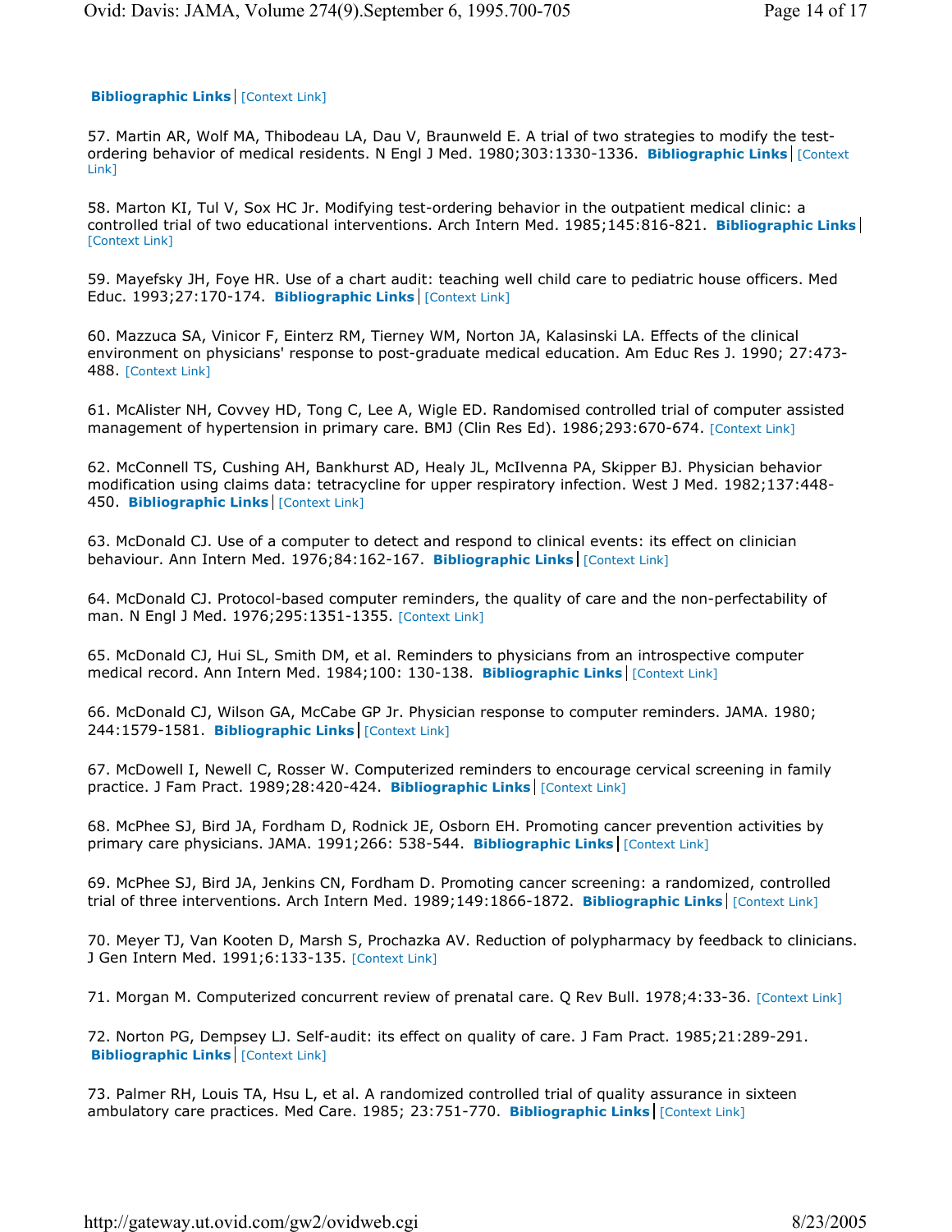Bibliographic Links | [Context Link]

57. Martin AR, Wolf MA, Thibodeau LA, Dau V, Braunweld E. A trial of two strategies to modify the test-ordering behavior of medical residents. N Engl J Med. 1980;303:1330-1336. Bibliographic Links | [Context Link]

58. Marton KI, Tul V, Sox HC Jr. Modifying test-ordering behavior in the outpatient medical clinic: a controlled trial of two educational interventions. Arch Intern Med. 1985;145:816-821. Bibliographic Links | [Context Link]

59. Mayefsky JH, Foye HR. Use of a chart audit: teaching well child care to pediatric house officers. Med Educ. 1993;27:170-174. Bibliographic Links | [Context Link]

60. Mazzuca SA, Vinicor F, Einterz RM, Tierney WM, Norton JA, Kalasinski LA. Effects of the clinical environment on physicians' response to post-graduate medical education. Am Educ Res J. 1990; 27:473-488. [Context Link]

61. McAlister NH, Covvey HD, Tong C, Lee A, Wigle ED. Randomised controlled trial of computer assisted management of hypertension in primary care. BMJ (Clin Res Ed). 1986;293:670-674. [Context Link]

62. McConnell TS, Cushing AH, Bankhurst AD, Healy JL, McIlvenna PA, Skipper BJ. Physician behavior modification using claims data: tetracycline for upper respiratory infection. West J Med. 1982;137:448-450. Bibliographic Links | [Context Link]

63. McDonald CJ. Use of a computer to detect and respond to clinical events: its effect on clinician behaviour. Ann Intern Med. 1976;84:162-167. Bibliographic Links | [Context Link]

64. McDonald CJ. Protocol-based computer reminders, the quality of care and the non-perfectability of man. N Engl J Med. 1976;295:1351-1355. [Context Link]

65. McDonald CJ, Hui SL, Smith DM, et al. Reminders to physicians from an introspective computer medical record. Ann Intern Med. 1984;100: 130-138. Bibliographic Links | [Context Link]

66. McDonald CJ, Wilson GA, McCabe GP Jr. Physician response to computer reminders. JAMA. 1980; 244:1579-1581. Bibliographic Links | [Context Link]

67. McDowell I, Newell C, Rosser W. Computerized reminders to encourage cervical screening in family practice. J Fam Pract. 1989;28:420-424. Bibliographic Links | [Context Link]

68. McPhee SJ, Bird JA, Fordham D, Rodnick JE, Osborn EH. Promoting cancer prevention activities by primary care physicians. JAMA. 1991;266: 538-544. Bibliographic Links | [Context Link]

69. McPhee SJ, Bird JA, Jenkins CN, Fordham D. Promoting cancer screening: a randomized, controlled trial of three interventions. Arch Intern Med. 1989;149:1866-1872. Bibliographic Links | [Context Link]

70. Meyer TJ, Van Kooten D, Marsh S, Prochazka AV. Reduction of polypharmacy by feedback to clinicians. J Gen Intern Med. 1991;6:133-135. [Context Link]

71. Morgan M. Computerized concurrent review of prenatal care. Q Rev Bull. 1978;4:33-36. [Context Link]

72. Norton PG, Dempsey LJ. Self-audit: its effect on quality of care. J Fam Pract. 1985;21:289-291. Bibliographic Links | [Context Link]

73. Palmer RH, Louis TA, Hsu L, et al. A randomized controlled trial of quality assurance in sixteen ambulatory care practices. Med Care. 1985; 23:751-770. Bibliographic Links | [Context Link]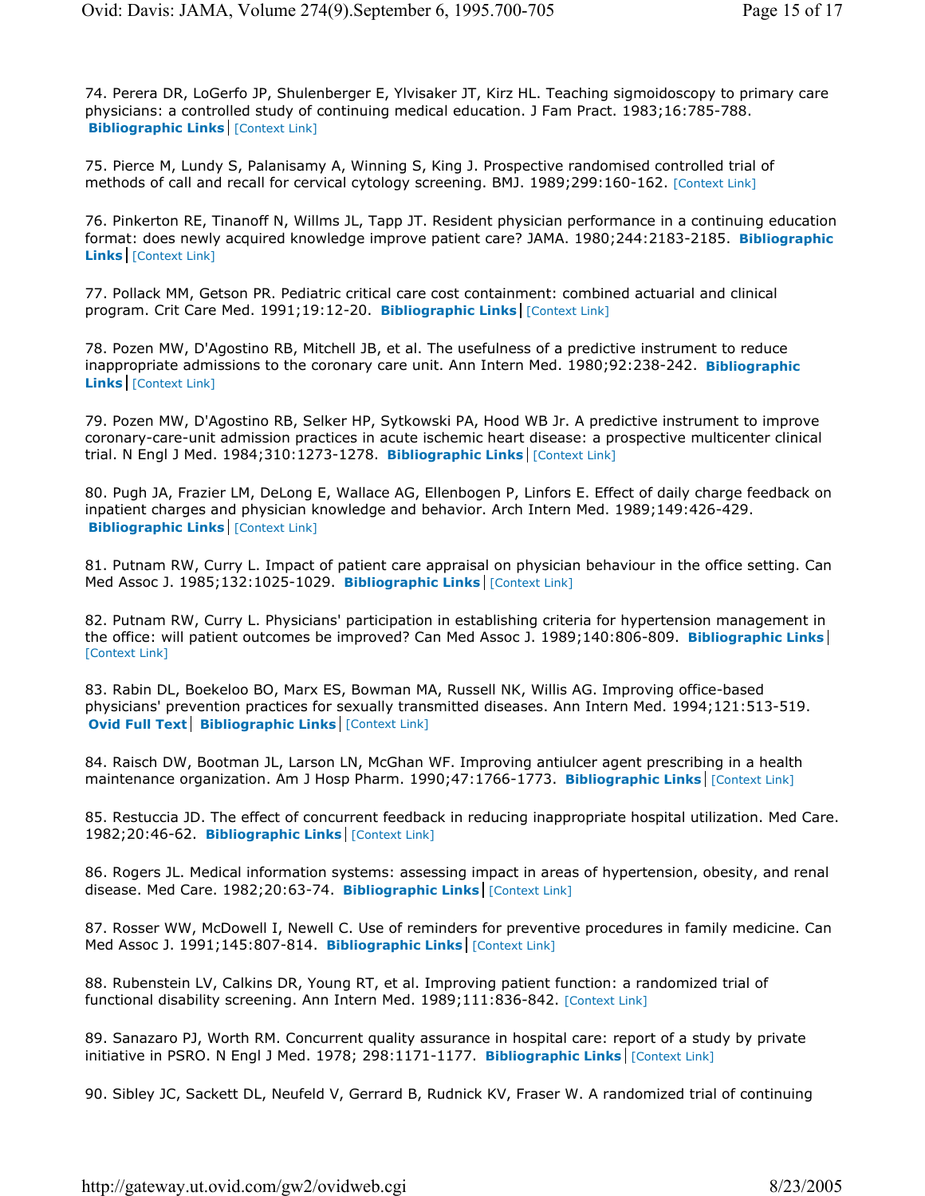74. Perera DR, LoGerfo JP, Shulenberger E, Ylvisaker JT, Kirz HL. Teaching sigmoidoscopy to primary care physicians: a controlled study of continuing medical education. J Fam Pract. 1983;16:785-788. **Bibliographic Links** | [Context Link]

75. Pierce M, Lundy S, Palanisamy A, Winning S, King J. Prospective randomised controlled trial of methods of call and recall for cervical cytology screening. BMJ. 1989;299:160-162. [Context Link]

76. Pinkerton RE, Tinanoff N, Willms JL, Tapp JT. Resident physician performance in a continuing education format: does newly acquired knowledge improve patient care? JAMA. 1980;244:2183-2185. **Bibliographic Links** | [Context Link]

77. Pollack MM, Getson PR. Pediatric critical care cost containment: combined actuarial and clinical program. Crit Care Med. 1991;19:12-20. **Bibliographic Links** | [Context Link]

78. Pozen MW, D'Agostino RB, Mitchell JB, et al. The usefulness of a predictive instrument to reduce inappropriate admissions to the coronary care unit. Ann Intern Med. 1980;92:238-242. **Bibliographic Links** | [Context Link]

79. Pozen MW, D'Agostino RB, Selker HP, Sytkowski PA, Hood WB Jr. A predictive instrument to improve coronary-care-unit admission practices in acute ischemic heart disease: a prospective multicenter clinical trial. N Engl J Med. 1984;310:1273-1278. **Bibliographic Links** | [Context Link]

80. Pugh JA, Frazier LM, DeLong E, Wallace AG, Ellenbogen P, Linfors E. Effect of daily charge feedback on inpatient charges and physician knowledge and behavior. Arch Intern Med. 1989;149:426-429. **Bibliographic Links** | [Context Link]

81. Putnam RW, Curry L. Impact of patient care appraisal on physician behaviour in the office setting. Can Med Assoc J. 1985;132:1025-1029. **Bibliographic Links** | [Context Link]

82. Putnam RW, Curry L. Physicians' participation in establishing criteria for hypertension management in the office: will patient outcomes be improved? Can Med Assoc J. 1989;140:806-809. **Bibliographic Links** | [Context Link]

83. Rabin DL, Boekeloo BO, Marx ES, Bowman MA, Russell NK, Willis AG. Improving office-based physicians' prevention practices for sexually transmitted diseases. Ann Intern Med. 1994;121:513-519. **Ovid Full Text** | **Bibliographic Links** | [Context Link]

84. Raisch DW, Bootman JL, Larson LN, McGhan WF. Improving antiulcer agent prescribing in a health maintenance organization. Am J Hosp Pharm. 1990;47:1766-1773. **Bibliographic Links** | [Context Link]

85. Restuccia JD. The effect of concurrent feedback in reducing inappropriate hospital utilization. Med Care. 1982;20:46-62. **Bibliographic Links** | [Context Link]

86. Rogers JL. Medical information systems: assessing impact in areas of hypertension, obesity, and renal disease. Med Care. 1982;20:63-74. **Bibliographic Links** | [Context Link]

87. Rosser WW, McDowell I, Newell C. Use of reminders for preventive procedures in family medicine. Can Med Assoc J. 1991;145:807-814. **Bibliographic Links** | [Context Link]

88. Rubenstein LV, Calkins DR, Young RT, et al. Improving patient function: a randomized trial of functional disability screening. Ann Intern Med. 1989;111:836-842. [Context Link]

89. Sanazaro PJ, Worth RM. Concurrent quality assurance in hospital care: report of a study by private initiative in PSRO. N Engl J Med. 1978; 298:1171-1177. **Bibliographic Links** | [Context Link]

90. Sibley JC, Sackett DL, Neufeld V, Gerrard B, Rudnick KV, Fraser W. A randomized trial of continuing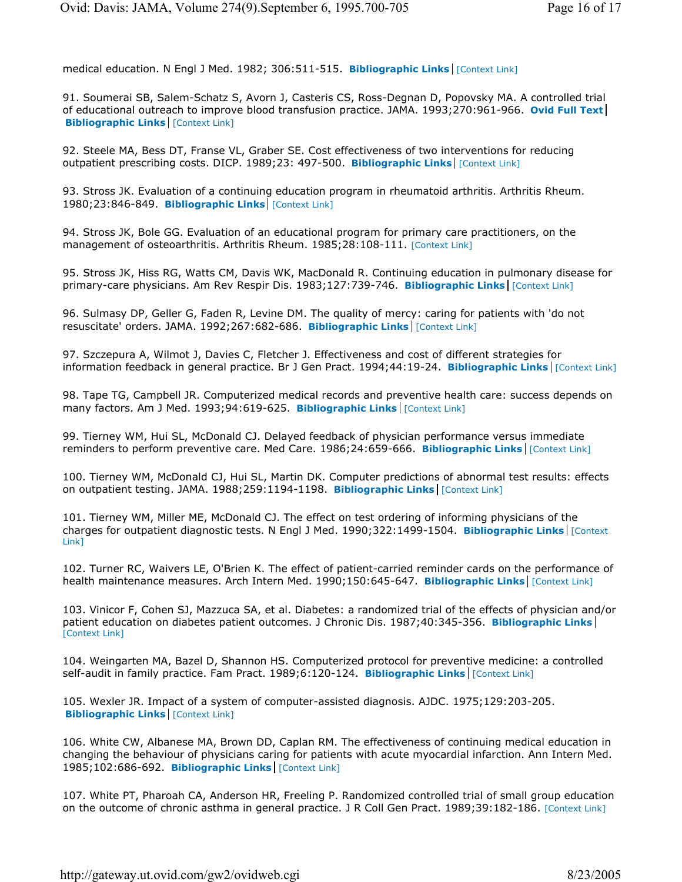medical education. N Engl J Med. 1982; 306:511-515. **Bibliographic Links** | [Context Link]

91. Soumerai SB, Salem-Schatz S, Avorn J, Casteris CS, Ross-Degnan D, Popovsky MA. A controlled trial of educational outreach to improve blood transfusion practice. JAMA. 1993;270:961-966. **Ovid Full Text** | **Bibliographic Links** | [Context Link]

92. Steele MA, Bess DT, Franse VL, Graber SE. Cost effectiveness of two interventions for reducing outpatient prescribing costs. DICP. 1989;23: 497-500. **Bibliographic Links** | [Context Link]

93. Stross JK. Evaluation of a continuing education program in rheumatoid arthritis. Arthritis Rheum. 1980;23:846-849. **Bibliographic Links** | [Context Link]

94. Stross JK, Bole GG. Evaluation of an educational program for primary care practitioners, on the management of osteoarthritis. Arthritis Rheum. 1985;28:108-111. [Context Link]

95. Stross JK, Hiss RG, Watts CM, Davis WK, MacDonald R. Continuing education in pulmonary disease for primary-care physicians. Am Rev Respir Dis. 1983;127:739-746. **Bibliographic Links** | [Context Link]

96. Sulmasy DP, Geller G, Faden R, Levine DM. The quality of mercy: caring for patients with 'do not resuscitate' orders. JAMA. 1992;267:682-686. **Bibliographic Links** | [Context Link]

97. Szczepura A, Wilmot J, Davies C, Fletcher J. Effectiveness and cost of different strategies for information feedback in general practice. Br J Gen Pract. 1994;44:19-24. **Bibliographic Links** | [Context Link]

98. Tape TG, Campbell JR. Computerized medical records and preventive health care: success depends on many factors. Am J Med. 1993;94:619-625. **Bibliographic Links** | [Context Link]

99. Tierney WM, Hui SL, McDonald CJ. Delayed feedback of physician performance versus immediate reminders to perform preventive care. Med Care. 1986;24:659-666. **Bibliographic Links** | [Context Link]

100. Tierney WM, McDonald CJ, Hui SL, Martin DK. Computer predictions of abnormal test results: effects on outpatient testing. JAMA. 1988;259:1194-1198. **Bibliographic Links** | [Context Link]

101. Tierney WM, Miller ME, McDonald CJ. The effect on test ordering of informing physicians of the charges for outpatient diagnostic tests. N Engl J Med. 1990;322:1499-1504. **Bibliographic Links** | [Context Link]

102. Turner RC, Waivers LE, O'Brien K. The effect of patient-carried reminder cards on the performance of health maintenance measures. Arch Intern Med. 1990;150:645-647. **Bibliographic Links** | [Context Link]

103. Vinicor F, Cohen SJ, Mazzuca SA, et al. Diabetes: a randomized trial of the effects of physician and/or patient education on diabetes patient outcomes. J Chronic Dis. 1987;40:345-356. **Bibliographic Links** | [Context Link]

104. Weingarten MA, Bazel D, Shannon HS. Computerized protocol for preventive medicine: a controlled self-audit in family practice. Fam Pract. 1989;6:120-124. **Bibliographic Links** | [Context Link]

105. Wexler JR. Impact of a system of computer-assisted diagnosis. AJDC. 1975;129:203-205. **Bibliographic Links** | [Context Link]

106. White CW, Albanese MA, Brown DD, Caplan RM. The effectiveness of continuing medical education in changing the behaviour of physicians caring for patients with acute myocardial infarction. Ann Intern Med. 1985;102:686-692. **Bibliographic Links** | [Context Link]

107. White PT, Pharoah CA, Anderson HR, Freeling P. Randomized controlled trial of small group education on the outcome of chronic asthma in general practice. J R Coll Gen Pract. 1989;39:182-186. [Context Link]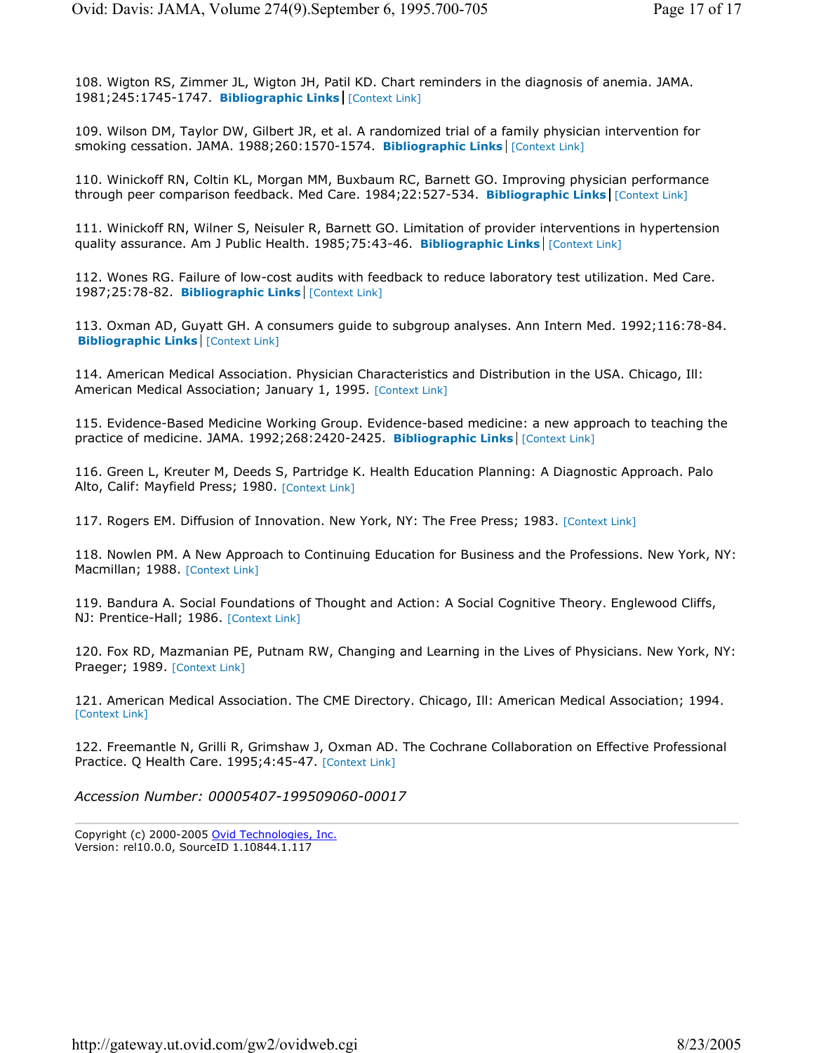108. Wigton RS, Zimmer JL, Wigton JH, Patil KD. Chart reminders in the diagnosis of anemia. JAMA. 1981;245:1745-1747. **Bibliographic Links** | [Context Link]

109. Wilson DM, Taylor DW, Gilbert JR, et al. A randomized trial of a family physician intervention for smoking cessation. JAMA. 1988;260:1570-1574. **Bibliographic Links** | [Context Link]

110. Winickoff RN, Coltin KL, Morgan MM, Buxbaum RC, Barnett GO. Improving physician performance through peer comparison feedback. Med Care. 1984;22:527-534. **Bibliographic Links** | [Context Link]

111. Winickoff RN, Wilner S, Neisuler R, Barnett GO. Limitation of provider interventions in hypertension quality assurance. Am J Public Health. 1985;75:43-46. **Bibliographic Links** | [Context Link]

112. Wones RG. Failure of low-cost audits with feedback to reduce laboratory test utilization. Med Care. 1987;25:78-82. **Bibliographic Links** | [Context Link]

113. Oxman AD, Guyatt GH. A consumers guide to subgroup analyses. Ann Intern Med. 1992;116:78-84. **Bibliographic Links** | [Context Link]

114. American Medical Association. Physician Characteristics and Distribution in the USA. Chicago, Ill: American Medical Association; January 1, 1995. [Context Link]

115. Evidence-Based Medicine Working Group. Evidence-based medicine: a new approach to teaching the practice of medicine. JAMA. 1992;268:2420-2425. **Bibliographic Links** | [Context Link]

116. Green L, Kreuter M, Deeds S, Partridge K. Health Education Planning: A Diagnostic Approach. Palo Alto, Calif: Mayfield Press; 1980. [Context Link]

117. Rogers EM. Diffusion of Innovation. New York, NY: The Free Press; 1983. [Context Link]

118. Nowlen PM. A New Approach to Continuing Education for Business and the Professions. New York, NY: Macmillan; 1988. [Context Link]

119. Bandura A. Social Foundations of Thought and Action: A Social Cognitive Theory. Englewood Cliffs, NJ: Prentice-Hall; 1986. [Context Link]

120. Fox RD, Mazmanian PE, Putnam RW, Changing and Learning in the Lives of Physicians. New York, NY: Praeger; 1989. [Context Link]

121. American Medical Association. The CME Directory. Chicago, Ill: American Medical Association; 1994. [Context Link]

122. Freemantle N, Grilli R, Grimshaw J, Oxman AD. The Cochrane Collaboration on Effective Professional Practice. Q Health Care. 1995;4:45-47. [Context Link]

*Accession Number: 00005407-199509060-00017*

---

Copyright (c) 2000-2005 Ovid Technologies, Inc.
Version: rel10.0.0, SourceID 1.10844.1.117